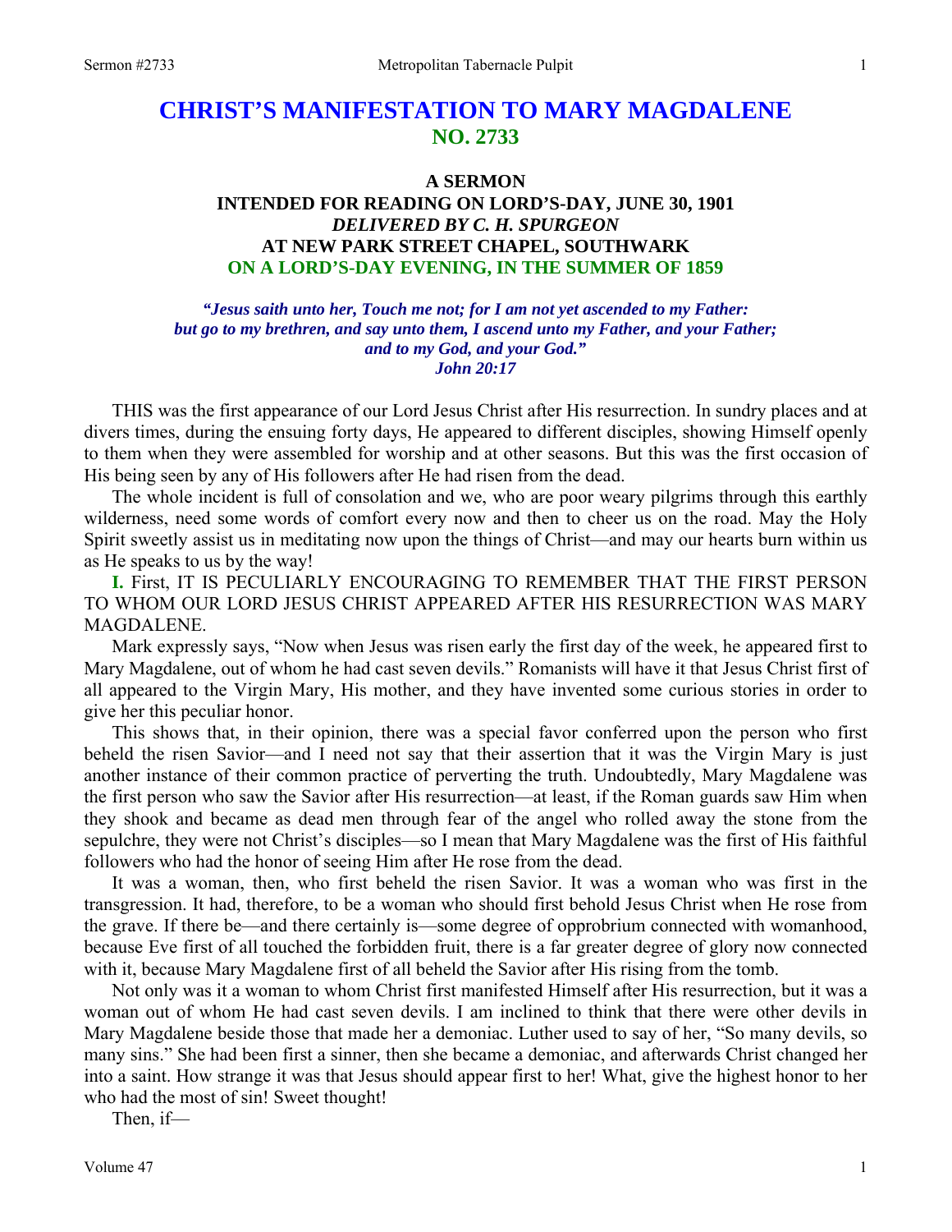# CHRIST'S MANIFESTATION TO MARY MAGDALENE
## NO. 2733

### A SERMON
### INTENDED FOR READING ON LORD'S-DAY, JUNE 30, 1901
### *DELIVERED BY C. H. SPURGEON*
### AT NEW PARK STREET CHAPEL, SOUTHWARK
### ON A LORD'S-DAY EVENING, IN THE SUMMER OF 1859

***"Jesus saith unto her, Touch me not; for I am not yet ascended to my Father: but go to my brethren, and say unto them, I ascend unto my Father, and your Father; and to my God, and your God." John 20:17***

THIS was the first appearance of our Lord Jesus Christ after His resurrection. In sundry places and at divers times, during the ensuing forty days, He appeared to different disciples, showing Himself openly to them when they were assembled for worship and at other seasons. But this was the first occasion of His being seen by any of His followers after He had risen from the dead.

The whole incident is full of consolation and we, who are poor weary pilgrims through this earthly wilderness, need some words of comfort every now and then to cheer us on the road. May the Holy Spirit sweetly assist us in meditating now upon the things of Christ—and may our hearts burn within us as He speaks to us by the way!

**I.** First, IT IS PECULIARLY ENCOURAGING TO REMEMBER THAT THE FIRST PERSON TO WHOM OUR LORD JESUS CHRIST APPEARED AFTER HIS RESURRECTION WAS MARY MAGDALENE.

Mark expressly says, "Now when Jesus was risen early the first day of the week, he appeared first to Mary Magdalene, out of whom he had cast seven devils." Romanists will have it that Jesus Christ first of all appeared to the Virgin Mary, His mother, and they have invented some curious stories in order to give her this peculiar honor.

This shows that, in their opinion, there was a special favor conferred upon the person who first beheld the risen Savior—and I need not say that their assertion that it was the Virgin Mary is just another instance of their common practice of perverting the truth. Undoubtedly, Mary Magdalene was the first person who saw the Savior after His resurrection—at least, if the Roman guards saw Him when they shook and became as dead men through fear of the angel who rolled away the stone from the sepulchre, they were not Christ's disciples—so I mean that Mary Magdalene was the first of His faithful followers who had the honor of seeing Him after He rose from the dead.

It was a woman, then, who first beheld the risen Savior. It was a woman who was first in the transgression. It had, therefore, to be a woman who should first behold Jesus Christ when He rose from the grave. If there be—and there certainly is—some degree of opprobrium connected with womanhood, because Eve first of all touched the forbidden fruit, there is a far greater degree of glory now connected with it, because Mary Magdalene first of all beheld the Savior after His rising from the tomb.

Not only was it a woman to whom Christ first manifested Himself after His resurrection, but it was a woman out of whom He had cast seven devils. I am inclined to think that there were other devils in Mary Magdalene beside those that made her a demoniac. Luther used to say of her, "So many devils, so many sins." She had been first a sinner, then she became a demoniac, and afterwards Christ changed her into a saint. How strange it was that Jesus should appear first to her! What, give the highest honor to her who had the most of sin! Sweet thought!

Then, if—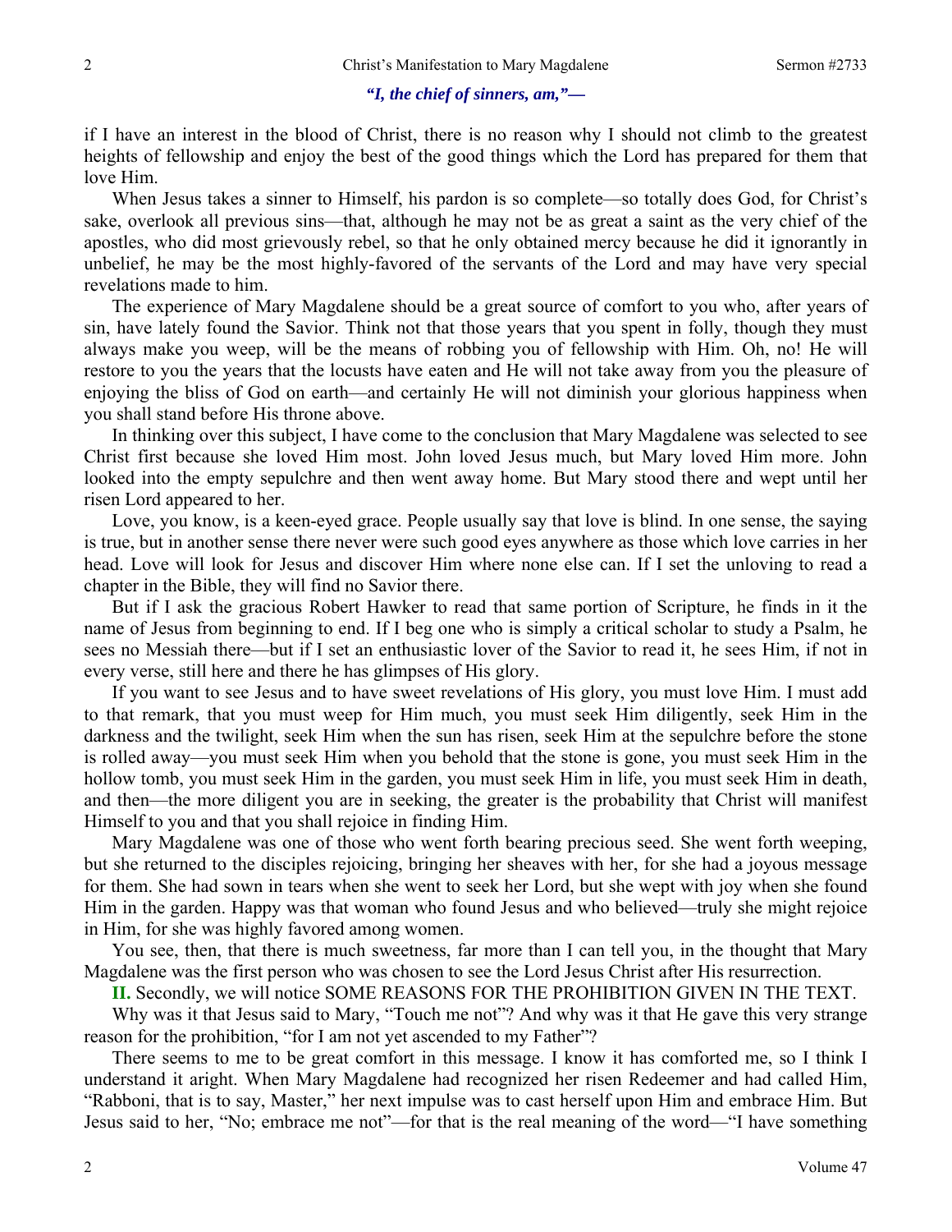*"I, the chief of sinners, am,"—*

if I have an interest in the blood of Christ, there is no reason why I should not climb to the greatest heights of fellowship and enjoy the best of the good things which the Lord has prepared for them that love Him.

When Jesus takes a sinner to Himself, his pardon is so complete—so totally does God, for Christ's sake, overlook all previous sins—that, although he may not be as great a saint as the very chief of the apostles, who did most grievously rebel, so that he only obtained mercy because he did it ignorantly in unbelief, he may be the most highly-favored of the servants of the Lord and may have very special revelations made to him.

The experience of Mary Magdalene should be a great source of comfort to you who, after years of sin, have lately found the Savior. Think not that those years that you spent in folly, though they must always make you weep, will be the means of robbing you of fellowship with Him. Oh, no! He will restore to you the years that the locusts have eaten and He will not take away from you the pleasure of enjoying the bliss of God on earth—and certainly He will not diminish your glorious happiness when you shall stand before His throne above.

In thinking over this subject, I have come to the conclusion that Mary Magdalene was selected to see Christ first because she loved Him most. John loved Jesus much, but Mary loved Him more. John looked into the empty sepulchre and then went away home. But Mary stood there and wept until her risen Lord appeared to her.

Love, you know, is a keen-eyed grace. People usually say that love is blind. In one sense, the saying is true, but in another sense there never were such good eyes anywhere as those which love carries in her head. Love will look for Jesus and discover Him where none else can. If I set the unloving to read a chapter in the Bible, they will find no Savior there.

But if I ask the gracious Robert Hawker to read that same portion of Scripture, he finds in it the name of Jesus from beginning to end. If I beg one who is simply a critical scholar to study a Psalm, he sees no Messiah there—but if I set an enthusiastic lover of the Savior to read it, he sees Him, if not in every verse, still here and there he has glimpses of His glory.

If you want to see Jesus and to have sweet revelations of His glory, you must love Him. I must add to that remark, that you must weep for Him much, you must seek Him diligently, seek Him in the darkness and the twilight, seek Him when the sun has risen, seek Him at the sepulchre before the stone is rolled away—you must seek Him when you behold that the stone is gone, you must seek Him in the hollow tomb, you must seek Him in the garden, you must seek Him in life, you must seek Him in death, and then—the more diligent you are in seeking, the greater is the probability that Christ will manifest Himself to you and that you shall rejoice in finding Him.

Mary Magdalene was one of those who went forth bearing precious seed. She went forth weeping, but she returned to the disciples rejoicing, bringing her sheaves with her, for she had a joyous message for them. She had sown in tears when she went to seek her Lord, but she wept with joy when she found Him in the garden. Happy was that woman who found Jesus and who believed—truly she might rejoice in Him, for she was highly favored among women.

You see, then, that there is much sweetness, far more than I can tell you, in the thought that Mary Magdalene was the first person who was chosen to see the Lord Jesus Christ after His resurrection.

**II.** Secondly, we will notice SOME REASONS FOR THE PROHIBITION GIVEN IN THE TEXT.

Why was it that Jesus said to Mary, "Touch me not"? And why was it that He gave this very strange reason for the prohibition, "for I am not yet ascended to my Father"?

There seems to me to be great comfort in this message. I know it has comforted me, so I think I understand it aright. When Mary Magdalene had recognized her risen Redeemer and had called Him, "Rabboni, that is to say, Master," her next impulse was to cast herself upon Him and embrace Him. But Jesus said to her, "No; embrace me not"—for that is the real meaning of the word—"I have something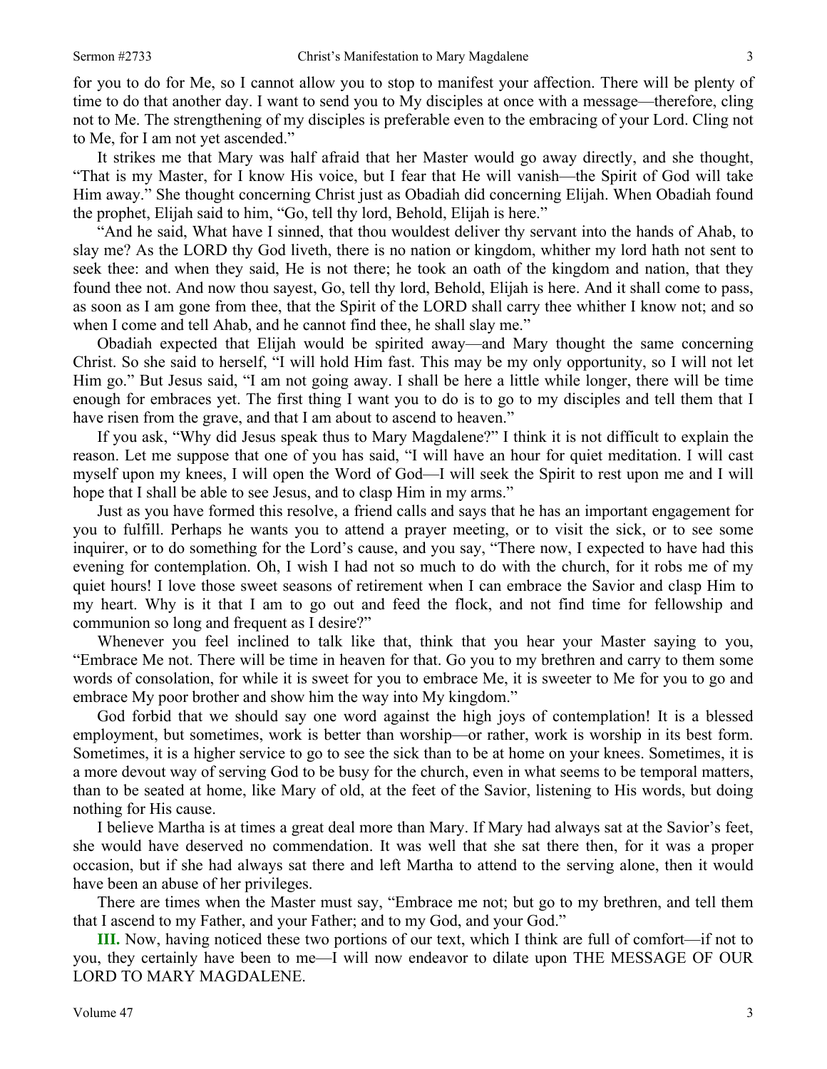for you to do for Me, so I cannot allow you to stop to manifest your affection. There will be plenty of time to do that another day. I want to send you to My disciples at once with a message—therefore, cling not to Me. The strengthening of my disciples is preferable even to the embracing of your Lord. Cling not to Me, for I am not yet ascended."

It strikes me that Mary was half afraid that her Master would go away directly, and she thought, "That is my Master, for I know His voice, but I fear that He will vanish—the Spirit of God will take Him away." She thought concerning Christ just as Obadiah did concerning Elijah. When Obadiah found the prophet, Elijah said to him, "Go, tell thy lord, Behold, Elijah is here."

"And he said, What have I sinned, that thou wouldest deliver thy servant into the hands of Ahab, to slay me? As the LORD thy God liveth, there is no nation or kingdom, whither my lord hath not sent to seek thee: and when they said, He is not there; he took an oath of the kingdom and nation, that they found thee not. And now thou sayest, Go, tell thy lord, Behold, Elijah is here. And it shall come to pass, as soon as I am gone from thee, that the Spirit of the LORD shall carry thee whither I know not; and so when I come and tell Ahab, and he cannot find thee, he shall slay me."

Obadiah expected that Elijah would be spirited away—and Mary thought the same concerning Christ. So she said to herself, "I will hold Him fast. This may be my only opportunity, so I will not let Him go." But Jesus said, "I am not going away. I shall be here a little while longer, there will be time enough for embraces yet. The first thing I want you to do is to go to my disciples and tell them that I have risen from the grave, and that I am about to ascend to heaven."

If you ask, "Why did Jesus speak thus to Mary Magdalene?" I think it is not difficult to explain the reason. Let me suppose that one of you has said, "I will have an hour for quiet meditation. I will cast myself upon my knees, I will open the Word of God—I will seek the Spirit to rest upon me and I will hope that I shall be able to see Jesus, and to clasp Him in my arms."

Just as you have formed this resolve, a friend calls and says that he has an important engagement for you to fulfill. Perhaps he wants you to attend a prayer meeting, or to visit the sick, or to see some inquirer, or to do something for the Lord's cause, and you say, "There now, I expected to have had this evening for contemplation. Oh, I wish I had not so much to do with the church, for it robs me of my quiet hours! I love those sweet seasons of retirement when I can embrace the Savior and clasp Him to my heart. Why is it that I am to go out and feed the flock, and not find time for fellowship and communion so long and frequent as I desire?"

Whenever you feel inclined to talk like that, think that you hear your Master saying to you, "Embrace Me not. There will be time in heaven for that. Go you to my brethren and carry to them some words of consolation, for while it is sweet for you to embrace Me, it is sweeter to Me for you to go and embrace My poor brother and show him the way into My kingdom."

God forbid that we should say one word against the high joys of contemplation! It is a blessed employment, but sometimes, work is better than worship—or rather, work is worship in its best form. Sometimes, it is a higher service to go to see the sick than to be at home on your knees. Sometimes, it is a more devout way of serving God to be busy for the church, even in what seems to be temporal matters, than to be seated at home, like Mary of old, at the feet of the Savior, listening to His words, but doing nothing for His cause.

I believe Martha is at times a great deal more than Mary. If Mary had always sat at the Savior's feet, she would have deserved no commendation. It was well that she sat there then, for it was a proper occasion, but if she had always sat there and left Martha to attend to the serving alone, then it would have been an abuse of her privileges.

There are times when the Master must say, "Embrace me not; but go to my brethren, and tell them that I ascend to my Father, and your Father; and to my God, and your God."

**III.** Now, having noticed these two portions of our text, which I think are full of comfort—if not to you, they certainly have been to me—I will now endeavor to dilate upon THE MESSAGE OF OUR LORD TO MARY MAGDALENE.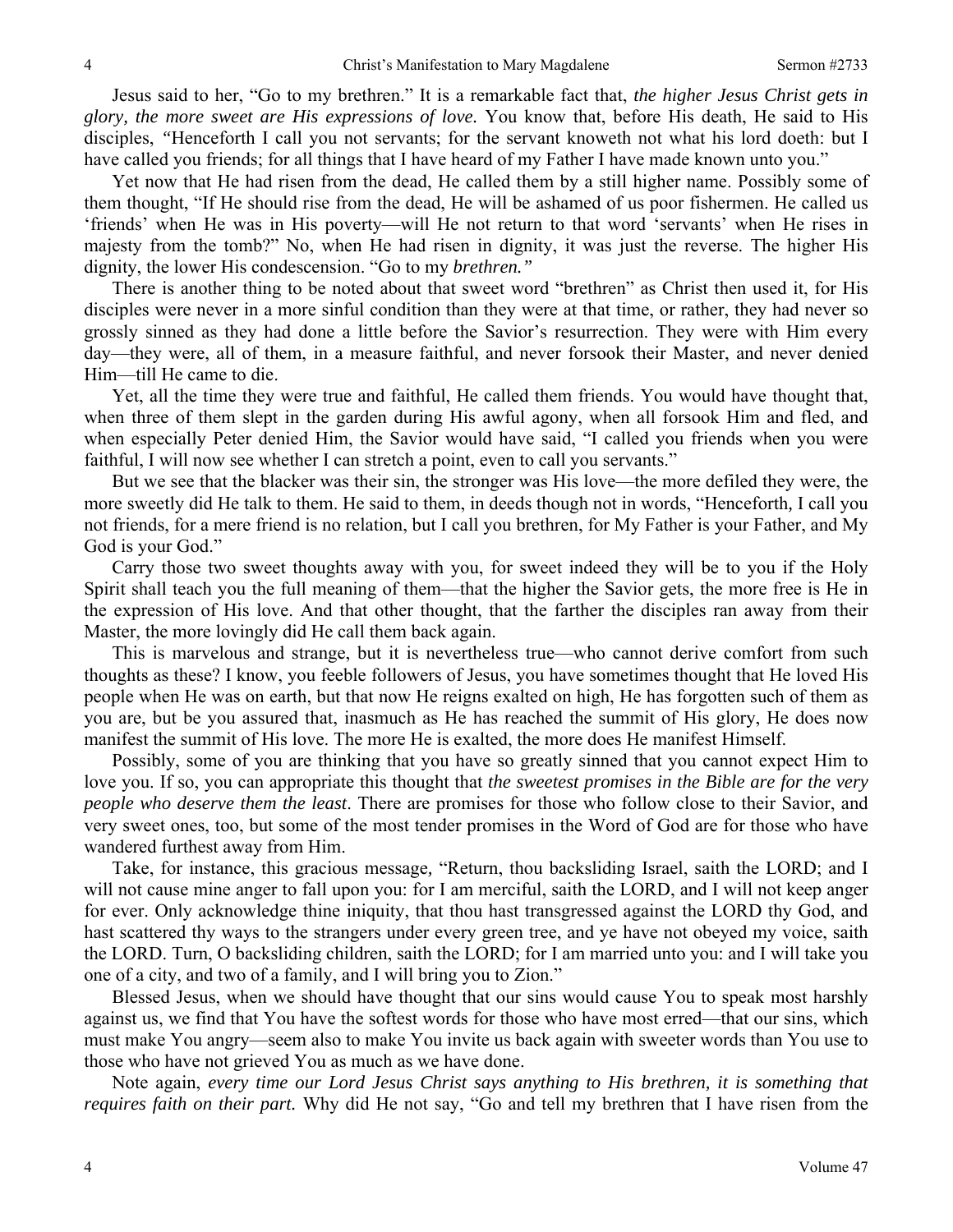Jesus said to her, "Go to my brethren." It is a remarkable fact that, *the higher Jesus Christ gets in glory, the more sweet are His expressions of love.* You know that, before His death, He said to His disciples, "Henceforth I call you not servants; for the servant knoweth not what his lord doeth: but I have called you friends; for all things that I have heard of my Father I have made known unto you."

Yet now that He had risen from the dead, He called them by a still higher name. Possibly some of them thought, "If He should rise from the dead, He will be ashamed of us poor fishermen. He called us 'friends' when He was in His poverty—will He not return to that word 'servants' when He rises in majesty from the tomb?" No, when He had risen in dignity, it was just the reverse. The higher His dignity, the lower His condescension. "Go to my *brethren."*

There is another thing to be noted about that sweet word "brethren" as Christ then used it, for His disciples were never in a more sinful condition than they were at that time, or rather, they had never so grossly sinned as they had done a little before the Savior's resurrection. They were with Him every day—they were, all of them, in a measure faithful, and never forsook their Master, and never denied Him—till He came to die.

Yet, all the time they were true and faithful, He called them friends. You would have thought that, when three of them slept in the garden during His awful agony, when all forsook Him and fled, and when especially Peter denied Him, the Savior would have said, "I called you friends when you were faithful, I will now see whether I can stretch a point, even to call you servants."

But we see that the blacker was their sin, the stronger was His love—the more defiled they were, the more sweetly did He talk to them. He said to them, in deeds though not in words, "Henceforth, I call you not friends, for a mere friend is no relation, but I call you brethren, for My Father is your Father, and My God is your God."

Carry those two sweet thoughts away with you, for sweet indeed they will be to you if the Holy Spirit shall teach you the full meaning of them—that the higher the Savior gets, the more free is He in the expression of His love. And that other thought, that the farther the disciples ran away from their Master, the more lovingly did He call them back again.

This is marvelous and strange, but it is nevertheless true—who cannot derive comfort from such thoughts as these? I know, you feeble followers of Jesus, you have sometimes thought that He loved His people when He was on earth, but that now He reigns exalted on high, He has forgotten such of them as you are, but be you assured that, inasmuch as He has reached the summit of His glory, He does now manifest the summit of His love. The more He is exalted, the more does He manifest Himself.

Possibly, some of you are thinking that you have so greatly sinned that you cannot expect Him to love you. If so, you can appropriate this thought that *the sweetest promises in the Bible are for the very people who deserve them the least*. There are promises for those who follow close to their Savior, and very sweet ones, too, but some of the most tender promises in the Word of God are for those who have wandered furthest away from Him.

Take, for instance, this gracious message, "Return, thou backsliding Israel, saith the LORD; and I will not cause mine anger to fall upon you: for I am merciful, saith the LORD, and I will not keep anger for ever. Only acknowledge thine iniquity, that thou hast transgressed against the LORD thy God, and hast scattered thy ways to the strangers under every green tree, and ye have not obeyed my voice, saith the LORD. Turn, O backsliding children, saith the LORD; for I am married unto you: and I will take you one of a city, and two of a family, and I will bring you to Zion."

Blessed Jesus, when we should have thought that our sins would cause You to speak most harshly against us, we find that You have the softest words for those who have most erred—that our sins, which must make You angry—seem also to make You invite us back again with sweeter words than You use to those who have not grieved You as much as we have done.

Note again, *every time our Lord Jesus Christ says anything to His brethren, it is something that requires faith on their part.* Why did He not say, "Go and tell my brethren that I have risen from the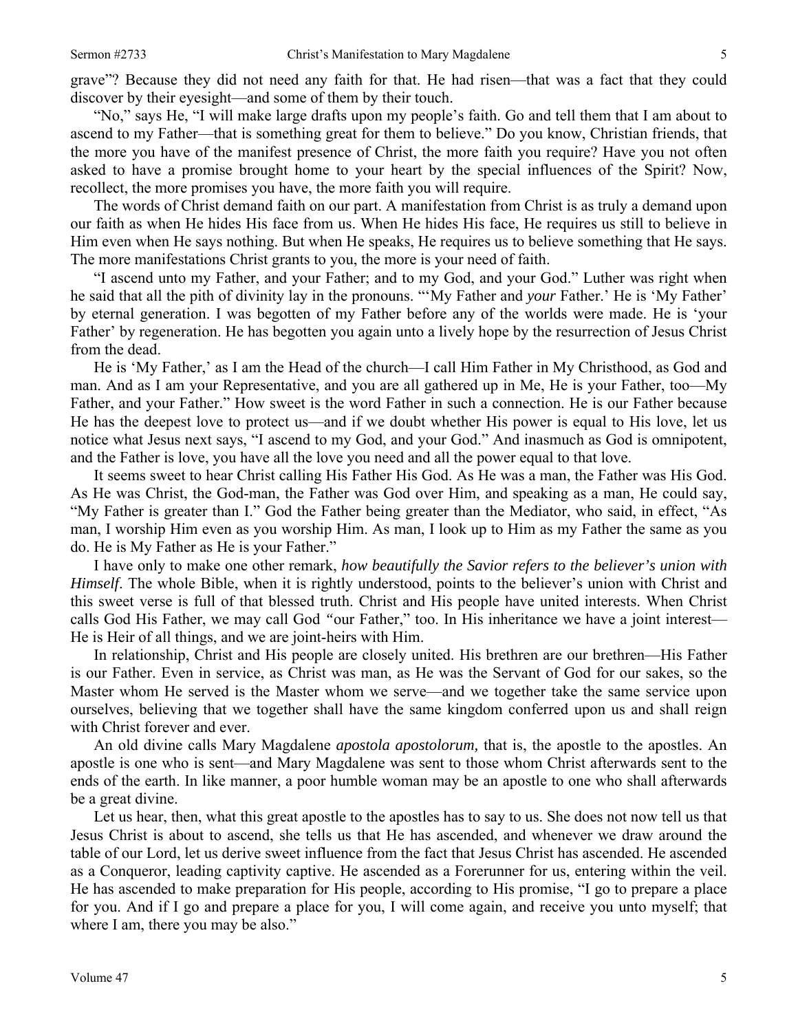grave"? Because they did not need any faith for that. He had risen—that was a fact that they could discover by their eyesight—and some of them by their touch.

"No," says He, "I will make large drafts upon my people's faith. Go and tell them that I am about to ascend to my Father—that is something great for them to believe." Do you know, Christian friends, that the more you have of the manifest presence of Christ, the more faith you require? Have you not often asked to have a promise brought home to your heart by the special influences of the Spirit? Now, recollect, the more promises you have, the more faith you will require.

The words of Christ demand faith on our part. A manifestation from Christ is as truly a demand upon our faith as when He hides His face from us. When He hides His face, He requires us still to believe in Him even when He says nothing. But when He speaks, He requires us to believe something that He says. The more manifestations Christ grants to you, the more is your need of faith.

"I ascend unto my Father, and your Father; and to my God, and your God." Luther was right when he said that all the pith of divinity lay in the pronouns. "'My Father and *your* Father.' He is 'My Father' by eternal generation. I was begotten of my Father before any of the worlds were made. He is 'your Father' by regeneration. He has begotten you again unto a lively hope by the resurrection of Jesus Christ from the dead.

He is 'My Father,' as I am the Head of the church—I call Him Father in My Christhood, as God and man. And as I am your Representative, and you are all gathered up in Me, He is your Father, too—My Father, and your Father." How sweet is the word Father in such a connection. He is our Father because He has the deepest love to protect us—and if we doubt whether His power is equal to His love, let us notice what Jesus next says, "I ascend to my God, and your God." And inasmuch as God is omnipotent, and the Father is love, you have all the love you need and all the power equal to that love.

It seems sweet to hear Christ calling His Father His God. As He was a man, the Father was His God. As He was Christ, the God-man, the Father was God over Him, and speaking as a man, He could say, "My Father is greater than I." God the Father being greater than the Mediator, who said, in effect, "As man, I worship Him even as you worship Him. As man, I look up to Him as my Father the same as you do. He is My Father as He is your Father."

I have only to make one other remark, *how beautifully the Savior refers to the believer's union with Himself*. The whole Bible, when it is rightly understood, points to the believer's union with Christ and this sweet verse is full of that blessed truth. Christ and His people have united interests. When Christ calls God His Father, we may call God "our Father," too. In His inheritance we have a joint interest—He is Heir of all things, and we are joint-heirs with Him.

In relationship, Christ and His people are closely united. His brethren are our brethren—His Father is our Father. Even in service, as Christ was man, as He was the Servant of God for our sakes, so the Master whom He served is the Master whom we serve—and we together take the same service upon ourselves, believing that we together shall have the same kingdom conferred upon us and shall reign with Christ forever and ever.

An old divine calls Mary Magdalene *apostola apostolorum,* that is, the apostle to the apostles. An apostle is one who is sent—and Mary Magdalene was sent to those whom Christ afterwards sent to the ends of the earth. In like manner, a poor humble woman may be an apostle to one who shall afterwards be a great divine.

Let us hear, then, what this great apostle to the apostles has to say to us. She does not now tell us that Jesus Christ is about to ascend, she tells us that He has ascended, and whenever we draw around the table of our Lord, let us derive sweet influence from the fact that Jesus Christ has ascended. He ascended as a Conqueror, leading captivity captive. He ascended as a Forerunner for us, entering within the veil. He has ascended to make preparation for His people, according to His promise, "I go to prepare a place for you. And if I go and prepare a place for you, I will come again, and receive you unto myself; that where I am, there you may be also."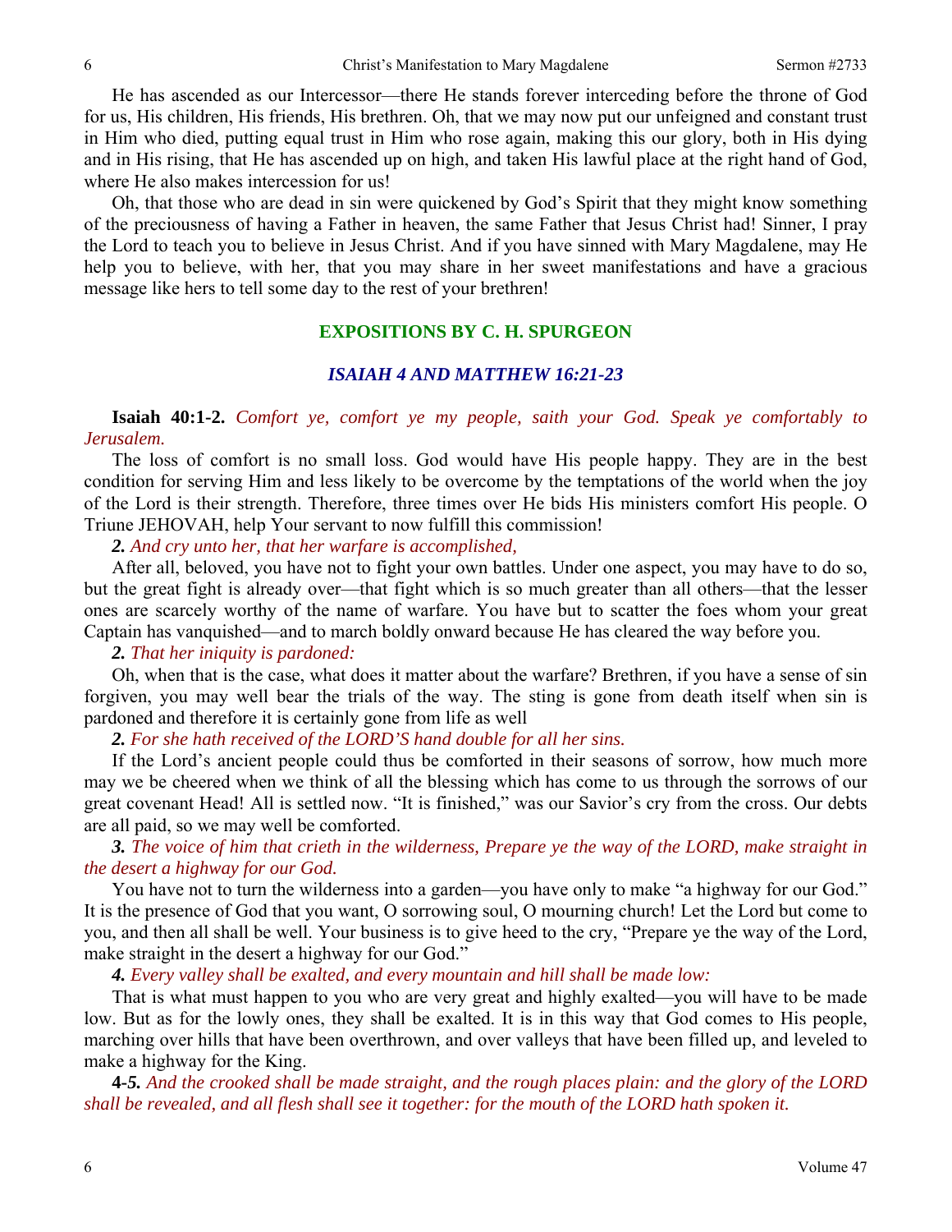He has ascended as our Intercessor—there He stands forever interceding before the throne of God for us, His children, His friends, His brethren. Oh, that we may now put our unfeigned and constant trust in Him who died, putting equal trust in Him who rose again, making this our glory, both in His dying and in His rising, that He has ascended up on high, and taken His lawful place at the right hand of God, where He also makes intercession for us!

Oh, that those who are dead in sin were quickened by God's Spirit that they might know something of the preciousness of having a Father in heaven, the same Father that Jesus Christ had! Sinner, I pray the Lord to teach you to believe in Jesus Christ. And if you have sinned with Mary Magdalene, may He help you to believe, with her, that you may share in her sweet manifestations and have a gracious message like hers to tell some day to the rest of your brethren!

## EXPOSITIONS BY C. H. SPURGEON

### *ISAIAH 4 AND MATTHEW 16:21-23*

**Isaiah 40:1-2.** *Comfort ye, comfort ye my people, saith your God. Speak ye comfortably to Jerusalem.*

The loss of comfort is no small loss. God would have His people happy. They are in the best condition for serving Him and less likely to be overcome by the temptations of the world when the joy of the Lord is their strength. Therefore, three times over He bids His ministers comfort His people. O Triune JEHOVAH, help Your servant to now fulfill this commission!

***2.*** *And cry unto her, that her warfare is accomplished,*

After all, beloved, you have not to fight your own battles. Under one aspect, you may have to do so, but the great fight is already over—that fight which is so much greater than all others—that the lesser ones are scarcely worthy of the name of warfare. You have but to scatter the foes whom your great Captain has vanquished—and to march boldly onward because He has cleared the way before you.

***2.*** *That her iniquity is pardoned:*

Oh, when that is the case, what does it matter about the warfare? Brethren, if you have a sense of sin forgiven, you may well bear the trials of the way. The sting is gone from death itself when sin is pardoned and therefore it is certainly gone from life as well

***2.*** *For she hath received of the LORD'S hand double for all her sins.*

If the Lord's ancient people could thus be comforted in their seasons of sorrow, how much more may we be cheered when we think of all the blessing which has come to us through the sorrows of our great covenant Head! All is settled now. "It is finished," was our Savior's cry from the cross. Our debts are all paid, so we may well be comforted.

***3.*** *The voice of him that crieth in the wilderness, Prepare ye the way of the LORD, make straight in the desert a highway for our God.*

You have not to turn the wilderness into a garden—you have only to make "a highway for our God." It is the presence of God that you want, O sorrowing soul, O mourning church! Let the Lord but come to you, and then all shall be well. Your business is to give heed to the cry, "Prepare ye the way of the Lord, make straight in the desert a highway for our God."

***4.*** *Every valley shall be exalted, and every mountain and hill shall be made low:*

That is what must happen to you who are very great and highly exalted—you will have to be made low. But as for the lowly ones, they shall be exalted. It is in this way that God comes to His people, marching over hills that have been overthrown, and over valleys that have been filled up, and leveled to make a highway for the King.

**4-*5.*** *And the crooked shall be made straight, and the rough places plain: and the glory of the LORD shall be revealed, and all flesh shall see it together: for the mouth of the LORD hath spoken it.*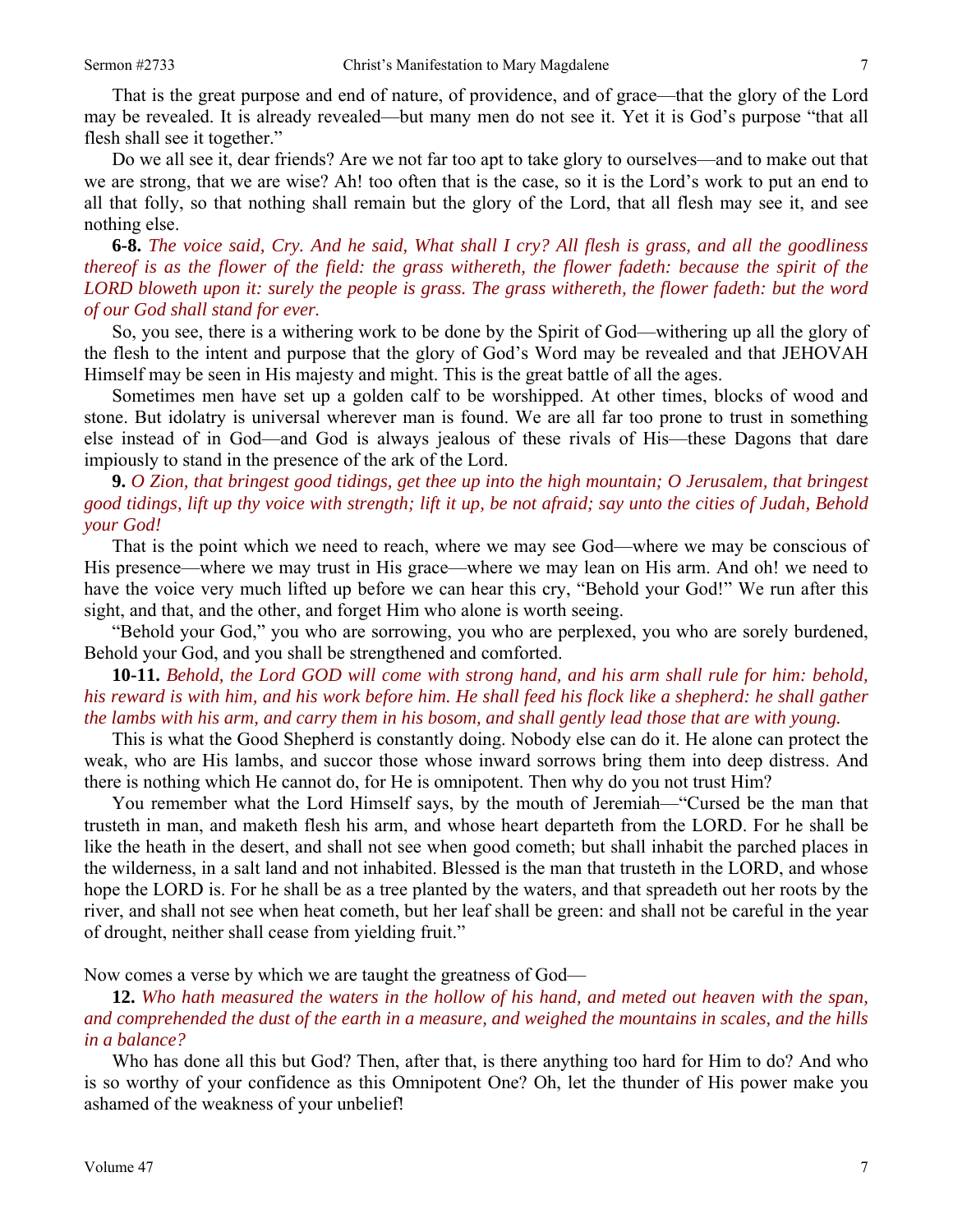That is the great purpose and end of nature, of providence, and of grace—that the glory of the Lord may be revealed. It is already revealed—but many men do not see it. Yet it is God's purpose "that all flesh shall see it together."

Do we all see it, dear friends? Are we not far too apt to take glory to ourselves—and to make out that we are strong, that we are wise? Ah! too often that is the case, so it is the Lord's work to put an end to all that folly, so that nothing shall remain but the glory of the Lord, that all flesh may see it, and see nothing else.

**6-8.** *The voice said, Cry. And he said, What shall I cry? All flesh is grass, and all the goodliness thereof is as the flower of the field: the grass withereth, the flower fadeth: because the spirit of the LORD bloweth upon it: surely the people is grass. The grass withereth, the flower fadeth: but the word of our God shall stand for ever.*

So, you see, there is a withering work to be done by the Spirit of God—withering up all the glory of the flesh to the intent and purpose that the glory of God's Word may be revealed and that JEHOVAH Himself may be seen in His majesty and might. This is the great battle of all the ages.

Sometimes men have set up a golden calf to be worshipped. At other times, blocks of wood and stone. But idolatry is universal wherever man is found. We are all far too prone to trust in something else instead of in God—and God is always jealous of these rivals of His—these Dagons that dare impiously to stand in the presence of the ark of the Lord.

**9.** *O Zion, that bringest good tidings, get thee up into the high mountain; O Jerusalem, that bringest good tidings, lift up thy voice with strength; lift it up, be not afraid; say unto the cities of Judah, Behold your God!*

That is the point which we need to reach, where we may see God—where we may be conscious of His presence—where we may trust in His grace—where we may lean on His arm. And oh! we need to have the voice very much lifted up before we can hear this cry, "Behold your God!" We run after this sight, and that, and the other, and forget Him who alone is worth seeing.

"Behold your God," you who are sorrowing, you who are perplexed, you who are sorely burdened, Behold your God, and you shall be strengthened and comforted.

**10-11.** *Behold, the Lord GOD will come with strong hand, and his arm shall rule for him: behold, his reward is with him, and his work before him. He shall feed his flock like a shepherd: he shall gather the lambs with his arm, and carry them in his bosom, and shall gently lead those that are with young.*

This is what the Good Shepherd is constantly doing. Nobody else can do it. He alone can protect the weak, who are His lambs, and succor those whose inward sorrows bring them into deep distress. And there is nothing which He cannot do, for He is omnipotent. Then why do you not trust Him?

You remember what the Lord Himself says, by the mouth of Jeremiah—"Cursed be the man that trusteth in man, and maketh flesh his arm, and whose heart departeth from the LORD. For he shall be like the heath in the desert, and shall not see when good cometh; but shall inhabit the parched places in the wilderness, in a salt land and not inhabited. Blessed is the man that trusteth in the LORD, and whose hope the LORD is. For he shall be as a tree planted by the waters, and that spreadeth out her roots by the river, and shall not see when heat cometh, but her leaf shall be green: and shall not be careful in the year of drought, neither shall cease from yielding fruit."

Now comes a verse by which we are taught the greatness of God—

**12.** *Who hath measured the waters in the hollow of his hand, and meted out heaven with the span, and comprehended the dust of the earth in a measure, and weighed the mountains in scales, and the hills in a balance?*

Who has done all this but God? Then, after that, is there anything too hard for Him to do? And who is so worthy of your confidence as this Omnipotent One? Oh, let the thunder of His power make you ashamed of the weakness of your unbelief!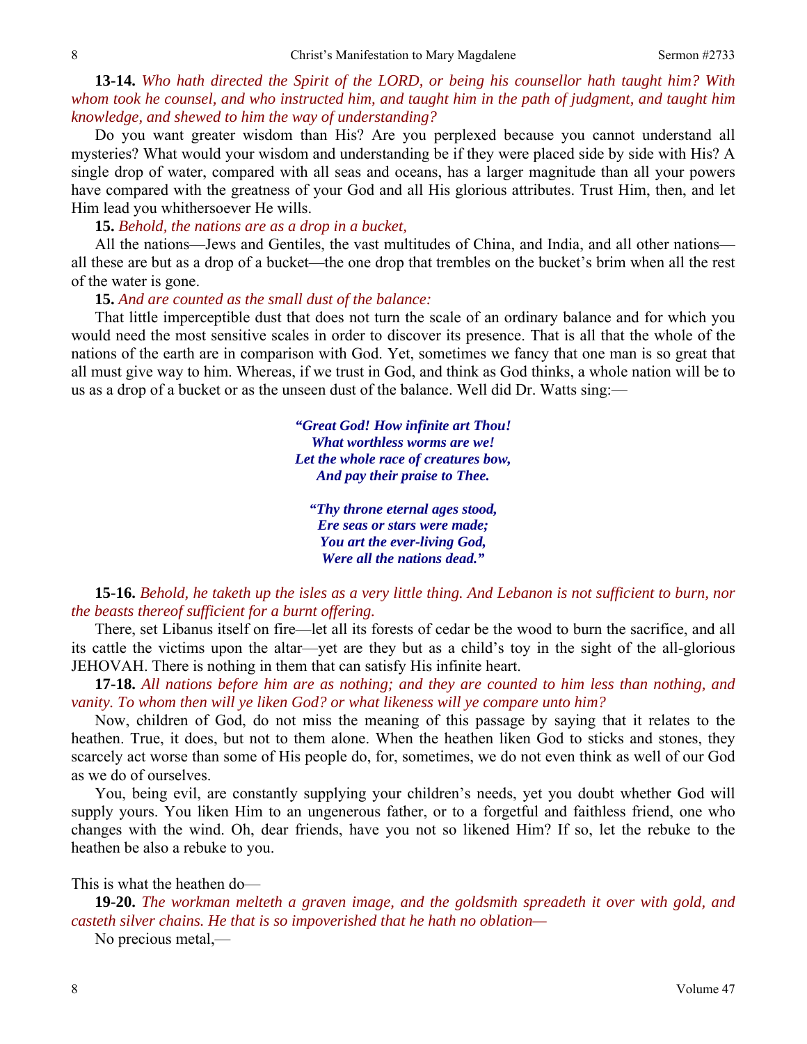**13-14.** *Who hath directed the Spirit of the LORD, or being his counsellor hath taught him? With whom took he counsel, and who instructed him, and taught him in the path of judgment, and taught him knowledge, and shewed to him the way of understanding?*

Do you want greater wisdom than His? Are you perplexed because you cannot understand all mysteries? What would your wisdom and understanding be if they were placed side by side with His? A single drop of water, compared with all seas and oceans, has a larger magnitude than all your powers have compared with the greatness of your God and all His glorious attributes. Trust Him, then, and let Him lead you whithersoever He wills.

**15.** *Behold, the nations are as a drop in a bucket,*

All the nations—Jews and Gentiles, the vast multitudes of China, and India, and all other nations—all these are but as a drop of a bucket—the one drop that trembles on the bucket's brim when all the rest of the water is gone.

**15.** *And are counted as the small dust of the balance:*

That little imperceptible dust that does not turn the scale of an ordinary balance and for which you would need the most sensitive scales in order to discover its presence. That is all that the whole of the nations of the earth are in comparison with God. Yet, sometimes we fancy that one man is so great that all must give way to him. Whereas, if we trust in God, and think as God thinks, a whole nation will be to us as a drop of a bucket or as the unseen dust of the balance. Well did Dr. Watts sing:—

> ***"Great God! How infinite art Thou!***
> ***What worthless worms are we!***
> ***Let the whole race of creatures bow,***
> ***And pay their praise to Thee.***
>
> ***"Thy throne eternal ages stood,***
> ***Ere seas or stars were made;***
> ***You art the ever-living God,***
> ***Were all the nations dead."***

**15-16.** *Behold, he taketh up the isles as a very little thing. And Lebanon is not sufficient to burn, nor the beasts thereof sufficient for a burnt offering.*

There, set Libanus itself on fire—let all its forests of cedar be the wood to burn the sacrifice, and all its cattle the victims upon the altar—yet are they but as a child's toy in the sight of the all-glorious JEHOVAH. There is nothing in them that can satisfy His infinite heart.

**17-18.** *All nations before him are as nothing; and they are counted to him less than nothing, and vanity. To whom then will ye liken God? or what likeness will ye compare unto him?*

Now, children of God, do not miss the meaning of this passage by saying that it relates to the heathen. True, it does, but not to them alone. When the heathen liken God to sticks and stones, they scarcely act worse than some of His people do, for, sometimes, we do not even think as well of our God as we do of ourselves.

You, being evil, are constantly supplying your children's needs, yet you doubt whether God will supply yours. You liken Him to an ungenerous father, or to a forgetful and faithless friend, one who changes with the wind. Oh, dear friends, have you not so likened Him? If so, let the rebuke to the heathen be also a rebuke to you.

This is what the heathen do—

**19-20.** *The workman melteth a graven image, and the goldsmith spreadeth it over with gold, and casteth silver chains. He that is so impoverished that he hath no oblation—*

No precious metal,—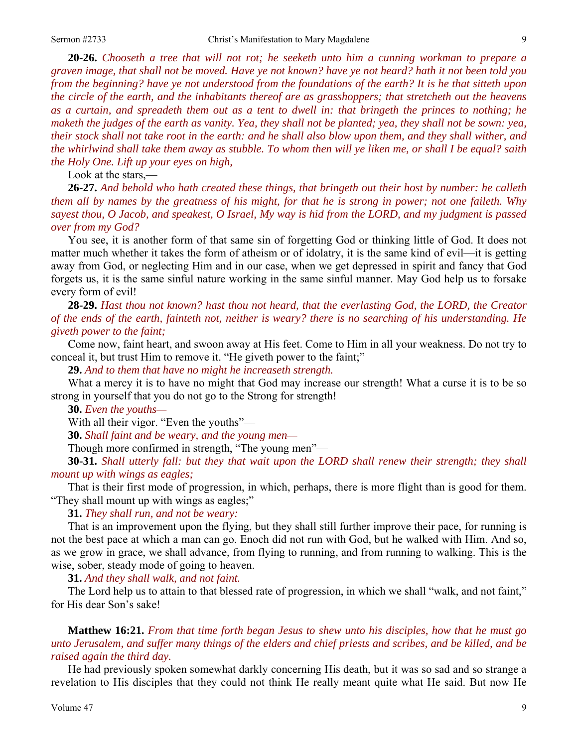**20-26.** *Chooseth a tree that will not rot; he seeketh unto him a cunning workman to prepare a graven image, that shall not be moved. Have ye not known? have ye not heard? hath it not been told you from the beginning? have ye not understood from the foundations of the earth? It is he that sitteth upon the circle of the earth, and the inhabitants thereof are as grasshoppers; that stretcheth out the heavens as a curtain, and spreadeth them out as a tent to dwell in: that bringeth the princes to nothing; he maketh the judges of the earth as vanity. Yea, they shall not be planted; yea, they shall not be sown: yea, their stock shall not take root in the earth: and he shall also blow upon them, and they shall wither, and the whirlwind shall take them away as stubble. To whom then will ye liken me, or shall I be equal? saith the Holy One. Lift up your eyes on high,*

Look at the stars,—

**26-27.** *And behold who hath created these things, that bringeth out their host by number: he calleth them all by names by the greatness of his might, for that he is strong in power; not one faileth. Why sayest thou, O Jacob, and speakest, O Israel, My way is hid from the LORD, and my judgment is passed over from my God?*

You see, it is another form of that same sin of forgetting God or thinking little of God. It does not matter much whether it takes the form of atheism or of idolatry, it is the same kind of evil—it is getting away from God, or neglecting Him and in our case, when we get depressed in spirit and fancy that God forgets us, it is the same sinful nature working in the same sinful manner. May God help us to forsake every form of evil!

**28-29.** *Hast thou not known? hast thou not heard, that the everlasting God, the LORD, the Creator of the ends of the earth, fainteth not, neither is weary? there is no searching of his understanding. He giveth power to the faint;*

Come now, faint heart, and swoon away at His feet. Come to Him in all your weakness. Do not try to conceal it, but trust Him to remove it. "He giveth power to the faint;"

**29.** *And to them that have no might he increaseth strength.*

What a mercy it is to have no might that God may increase our strength! What a curse it is to be so strong in yourself that you do not go to the Strong for strength!

**30.** *Even the youths—*

With all their vigor. "Even the youths"—

**30.** *Shall faint and be weary, and the young men—*

Though more confirmed in strength, "The young men"—

**30-31.** *Shall utterly fall: but they that wait upon the LORD shall renew their strength; they shall mount up with wings as eagles;*

That is their first mode of progression, in which, perhaps, there is more flight than is good for them. "They shall mount up with wings as eagles;"

**31.** *They shall run, and not be weary:*

That is an improvement upon the flying, but they shall still further improve their pace, for running is not the best pace at which a man can go. Enoch did not run with God, but he walked with Him. And so, as we grow in grace, we shall advance, from flying to running, and from running to walking. This is the wise, sober, steady mode of going to heaven.

**31.** *And they shall walk, and not faint.*

The Lord help us to attain to that blessed rate of progression, in which we shall "walk, and not faint," for His dear Son's sake!

**Matthew 16:21.** *From that time forth began Jesus to shew unto his disciples, how that he must go unto Jerusalem, and suffer many things of the elders and chief priests and scribes, and be killed, and be raised again the third day.*

He had previously spoken somewhat darkly concerning His death, but it was so sad and so strange a revelation to His disciples that they could not think He really meant quite what He said. But now He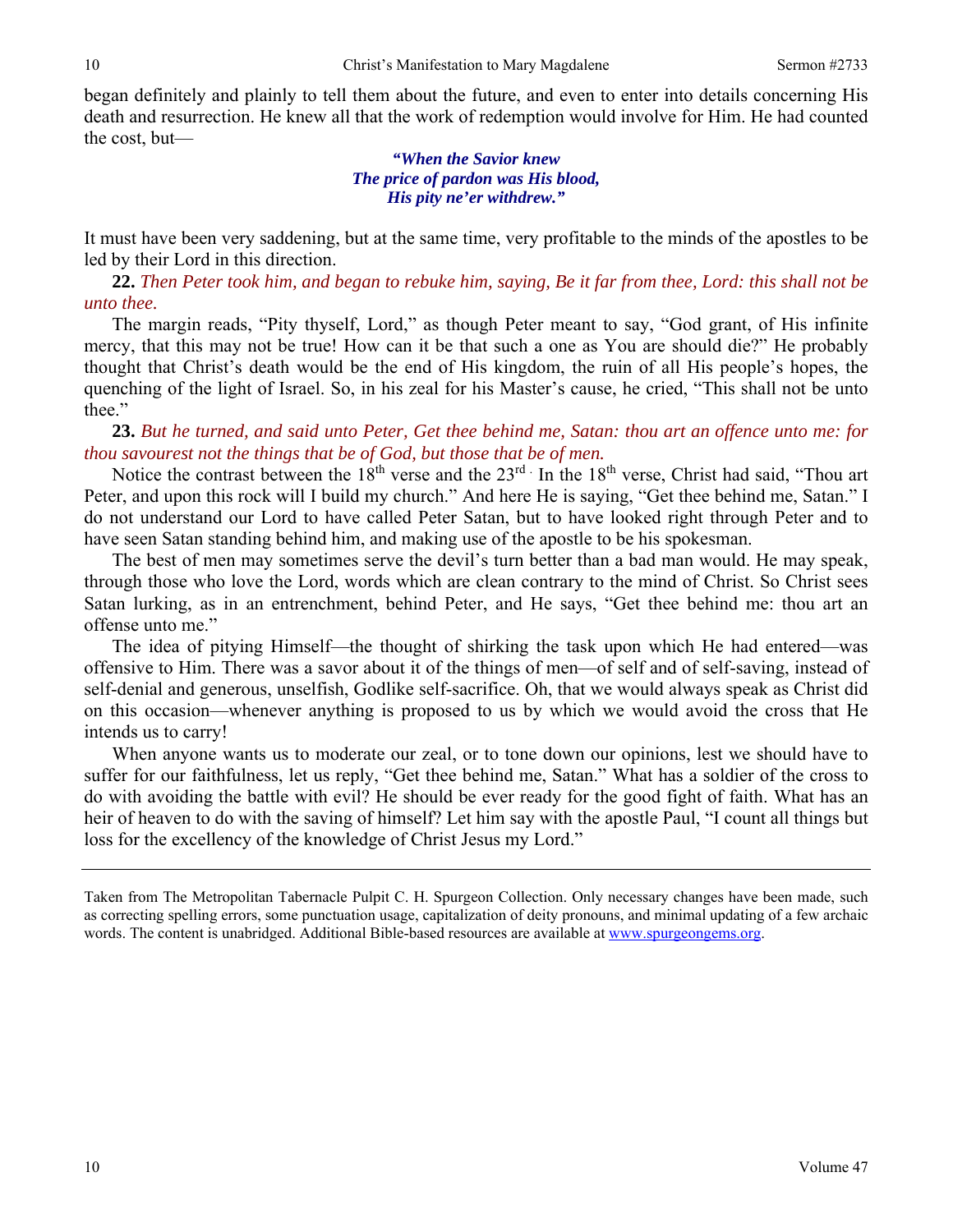began definitely and plainly to tell them about the future, and even to enter into details concerning His death and resurrection. He knew all that the work of redemption would involve for Him. He had counted the cost, but—

> ***"When the Savior knew***
> ***The price of pardon was His blood,***
> ***His pity ne'er withdrew."***

It must have been very saddening, but at the same time, very profitable to the minds of the apostles to be led by their Lord in this direction.

**22.** *Then Peter took him, and began to rebuke him, saying, Be it far from thee, Lord: this shall not be unto thee.*

The margin reads, "Pity thyself, Lord," as though Peter meant to say, "God grant, of His infinite mercy, that this may not be true! How can it be that such a one as You are should die?" He probably thought that Christ's death would be the end of His kingdom, the ruin of all His people's hopes, the quenching of the light of Israel. So, in his zeal for his Master's cause, he cried, "This shall not be unto thee."

**23.** *But he turned, and said unto Peter, Get thee behind me, Satan: thou art an offence unto me: for thou savourest not the things that be of God, but those that be of men.*

Notice the contrast between the 18th verse and the 23rd. In the 18th verse, Christ had said, "Thou art Peter, and upon this rock will I build my church." And here He is saying, "Get thee behind me, Satan." I do not understand our Lord to have called Peter Satan, but to have looked right through Peter and to have seen Satan standing behind him, and making use of the apostle to be his spokesman.

The best of men may sometimes serve the devil's turn better than a bad man would. He may speak, through those who love the Lord, words which are clean contrary to the mind of Christ. So Christ sees Satan lurking, as in an entrenchment, behind Peter, and He says, "Get thee behind me: thou art an offense unto me."

The idea of pitying Himself—the thought of shirking the task upon which He had entered—was offensive to Him. There was a savor about it of the things of men—of self and of self-saving, instead of self-denial and generous, unselfish, Godlike self-sacrifice. Oh, that we would always speak as Christ did on this occasion—whenever anything is proposed to us by which we would avoid the cross that He intends us to carry!

When anyone wants us to moderate our zeal, or to tone down our opinions, lest we should have to suffer for our faithfulness, let us reply, "Get thee behind me, Satan." What has a soldier of the cross to do with avoiding the battle with evil? He should be ever ready for the good fight of faith. What has an heir of heaven to do with the saving of himself? Let him say with the apostle Paul, "I count all things but loss for the excellency of the knowledge of Christ Jesus my Lord."

---

Taken from The Metropolitan Tabernacle Pulpit C. H. Spurgeon Collection. Only necessary changes have been made, such as correcting spelling errors, some punctuation usage, capitalization of deity pronouns, and minimal updating of a few archaic words. The content is unabridged. Additional Bible-based resources are available at www.spurgeongems.org.